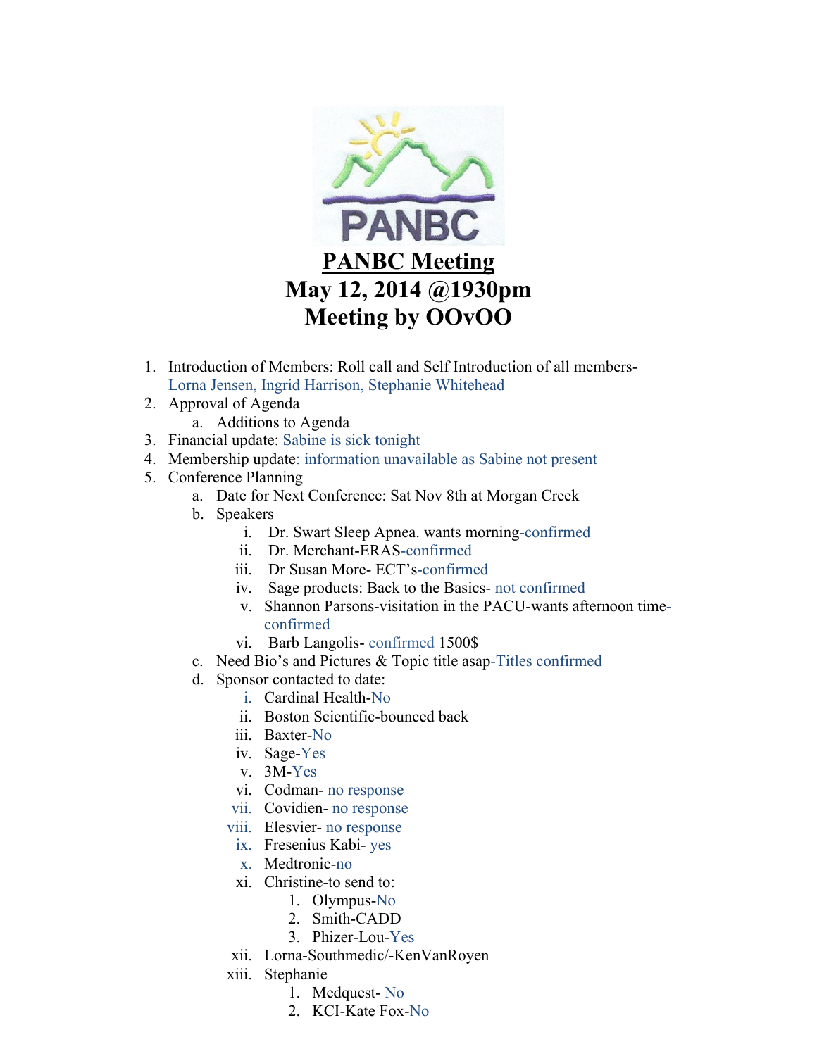# PANBC Meeting
## May 12, 2014 @1930pm
## Meeting by OOvOO

1. Introduction of Members: Roll call and Self Introduction of all members- Lorna Jensen, Ingrid Harrison, Stephanie Whitehead
2. Approval of Agenda
   a. Additions to Agenda
3. Financial update: Sabine is sick tonight
4. Membership update: information unavailable as Sabine not present
5. Conference Planning
   a. Date for Next Conference: Sat Nov 8th at Morgan Creek
   b. Speakers
      i. Dr. Swart Sleep Apnea. wants morning-confirmed
      ii. Dr. Merchant-ERAS-confirmed
      iii. Dr Susan More- ECT's-confirmed
      iv. Sage products: Back to the Basics- not confirmed
      v. Shannon Parsons-visitation in the PACU-wants afternoon time-confirmed
      vi. Barb Langolis- confirmed 1500$
   c. Need Bio's and Pictures & Topic title asap-Titles confirmed
   d. Sponsor contacted to date:
      i. Cardinal Health-No
      ii. Boston Scientific-bounced back
      iii. Baxter-No
      iv. Sage-Yes
      v. 3M-Yes
      vi. Codman- no response
      vii. Covidien- no response
      viii. Elesvier- no response
      ix. Fresenius Kabi- yes
      x. Medtronic-no
      xi. Christine-to send to:
         1. Olympus-No
         2. Smith-CADD
         3. Phizer-Lou-Yes
      xii. Lorna-Southmedic/-KenVanRoyen
      xiii. Stephanie
         1. Medquest- No
         2. KCI-Kate Fox-No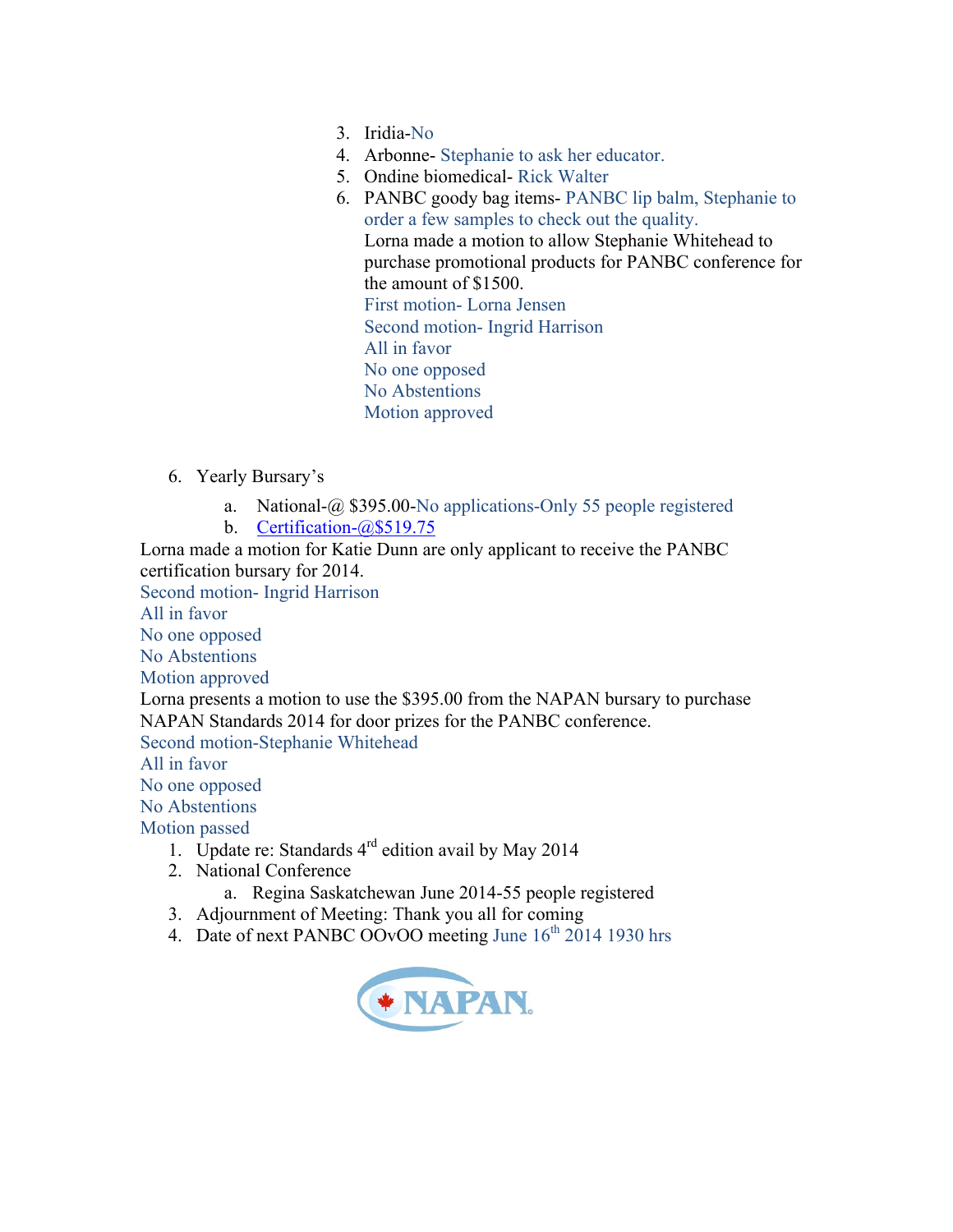3. Iridia-No
4. Arbonne- Stephanie to ask her educator.
5. Ondine biomedical- Rick Walter
6. PANBC goody bag items- PANBC lip balm, Stephanie to order a few samples to check out the quality.
   Lorna made a motion to allow Stephanie Whitehead to purchase promotional products for PANBC conference for the amount of $1500.
   First motion- Lorna Jensen
   Second motion- Ingrid Harrison
   All in favor
   No one opposed
   No Abstentions
   Motion approved

6. Yearly Bursary's
   a. National-@ $395.00-No applications-Only 55 people registered
   b. Certification-@$519.75

Lorna made a motion for Katie Dunn are only applicant to receive the PANBC certification bursary for 2014.
Second motion- Ingrid Harrison
All in favor
No one opposed
No Abstentions
Motion approved
Lorna presents a motion to use the $395.00 from the NAPAN bursary to purchase NAPAN Standards 2014 for door prizes for the PANBC conference.
Second motion-Stephanie Whitehead
All in favor
No one opposed
No Abstentions
Motion passed

1. Update re: Standards 4rd edition avail by May 2014
2. National Conference
   a. Regina Saskatchewan June 2014-55 people registered
3. Adjournment of Meeting: Thank you all for coming
4. Date of next PANBC OOvOO meeting June 16th 2014 1930 hrs

NAPAN